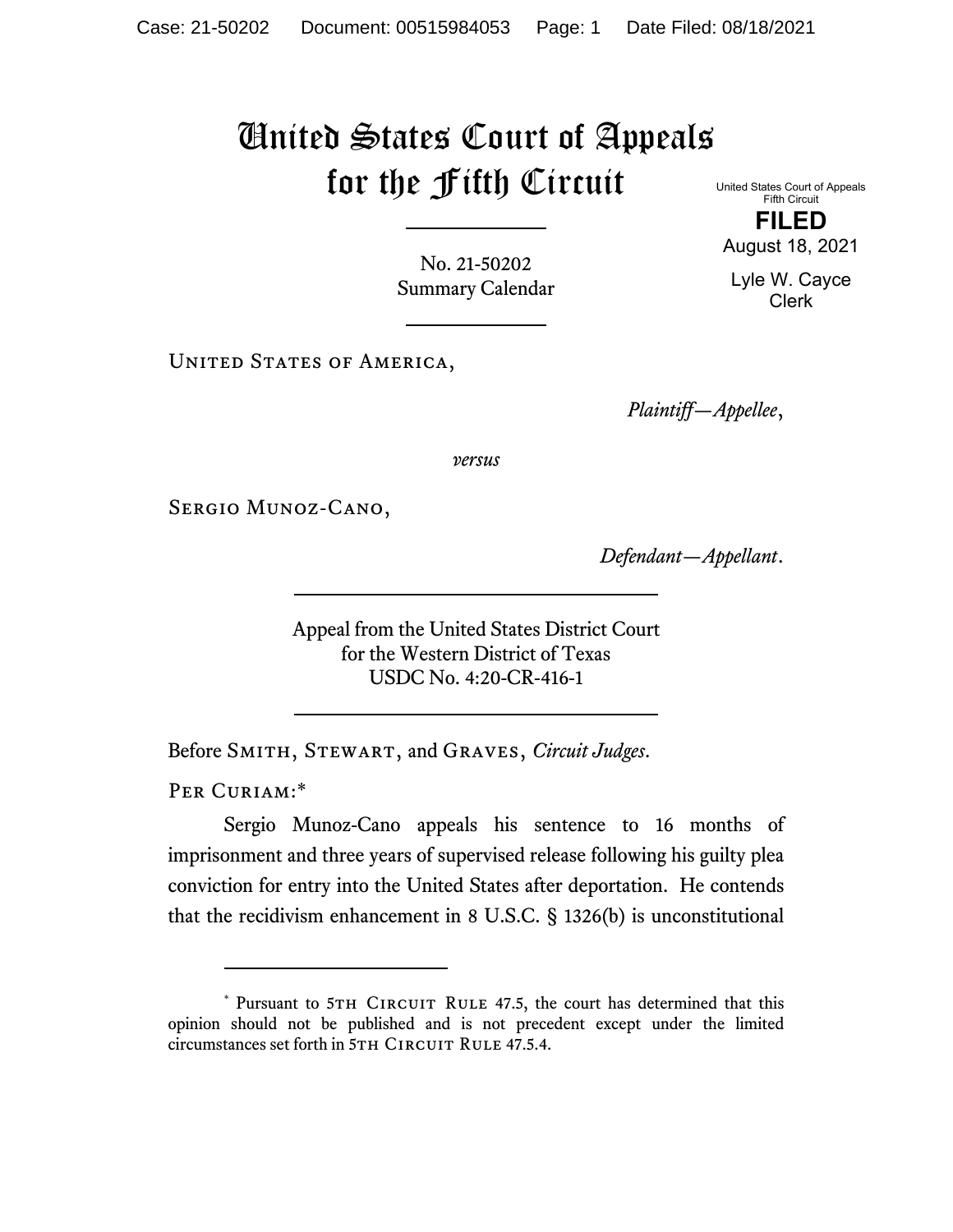# United States Court of Appeals for the Fifth Circuit

United States Court of Appeals
Fifth Circuit

**FILED**

August 18, 2021

Lyle W. Cayce
Clerk

No. 21-50202
Summary Calendar

United States of America,

*Plaintiff—Appellee*,

*versus*

Sergio Munoz-Cano,

*Defendant—Appellant*.

Appeal from the United States District Court
for the Western District of Texas
USDC No. 4:20-CR-416-1

Before Smith, Stewart, and Graves, *Circuit Judges*.

Per Curiam:*

Sergio Munoz-Cano appeals his sentence to 16 months of imprisonment and three years of supervised release following his guilty plea conviction for entry into the United States after deportation. He contends that the recidivism enhancement in 8 U.S.C. § 1326(b) is unconstitutional

---

* Pursuant to 5th Circuit Rule 47.5, the court has determined that this opinion should not be published and is not precedent except under the limited circumstances set forth in 5th Circuit Rule 47.5.4.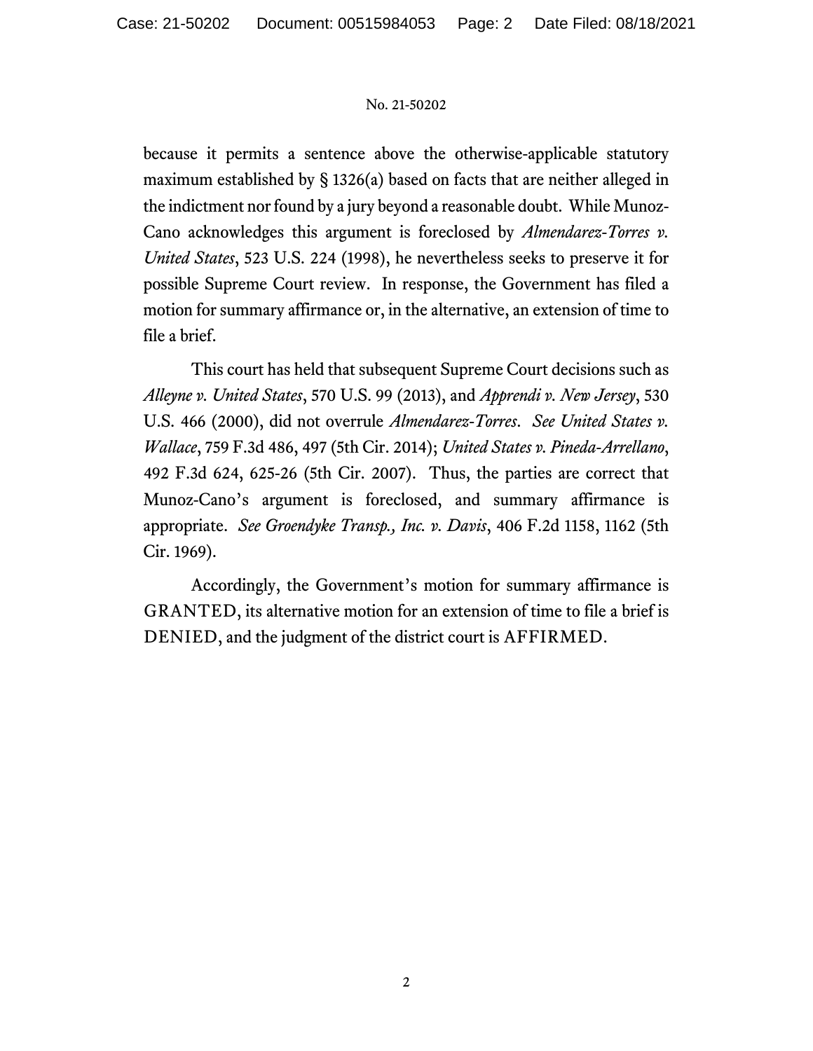because it permits a sentence above the otherwise-applicable statutory maximum established by § 1326(a) based on facts that are neither alleged in the indictment nor found by a jury beyond a reasonable doubt. While Munoz-Cano acknowledges this argument is foreclosed by *Almendarez-Torres v. United States*, 523 U.S. 224 (1998), he nevertheless seeks to preserve it for possible Supreme Court review. In response, the Government has filed a motion for summary affirmance or, in the alternative, an extension of time to file a brief.

This court has held that subsequent Supreme Court decisions such as *Alleyne v. United States*, 570 U.S. 99 (2013), and *Apprendi v. New Jersey*, 530 U.S. 466 (2000), did not overrule *Almendarez-Torres*. *See United States v. Wallace*, 759 F.3d 486, 497 (5th Cir. 2014); *United States v. Pineda-Arrellano*, 492 F.3d 624, 625-26 (5th Cir. 2007). Thus, the parties are correct that Munoz-Cano's argument is foreclosed, and summary affirmance is appropriate. *See Groendyke Transp., Inc. v. Davis*, 406 F.2d 1158, 1162 (5th Cir. 1969).

Accordingly, the Government's motion for summary affirmance is GRANTED, its alternative motion for an extension of time to file a brief is DENIED, and the judgment of the district court is AFFIRMED.